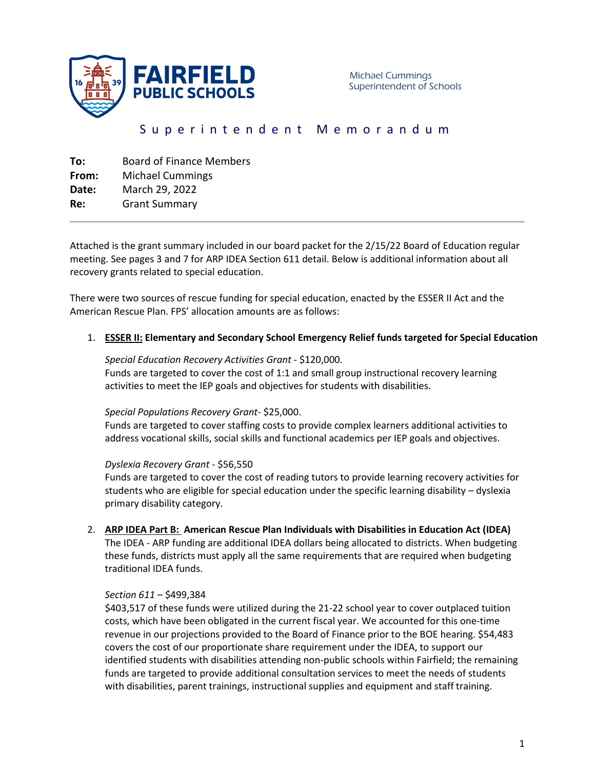**FAIRFIELD PUBLIC SCHOOLS**

Michael Cummings
Superintendent of Schools

# Superintendent Memorandum

**To:** Board of Finance Members
**From:** Michael Cummings
**Date:** March 29, 2022
**Re:** Grant Summary

---

Attached is the grant summary included in our board packet for the 2/15/22 Board of Education regular meeting. See pages 3 and 7 for ARP IDEA Section 611 detail. Below is additional information about all recovery grants related to special education.

There were two sources of rescue funding for special education, enacted by the ESSER II Act and the American Rescue Plan. FPS' allocation amounts are as follows:

1. **ESSER II: Elementary and Secondary School Emergency Relief funds targeted for Special Education**

   *Special Education Recovery Activities Grant* - $120,000.
   Funds are targeted to cover the cost of 1:1 and small group instructional recovery learning activities to meet the IEP goals and objectives for students with disabilities.

   *Special Populations Recovery Grant*- $25,000.
   Funds are targeted to cover staffing costs to provide complex learners additional activities to address vocational skills, social skills and functional academics per IEP goals and objectives.

   *Dyslexia Recovery Grant* - $56,550
   Funds are targeted to cover the cost of reading tutors to provide learning recovery activities for students who are eligible for special education under the specific learning disability – dyslexia primary disability category.

2. **ARP IDEA Part B: American Rescue Plan Individuals with Disabilities in Education Act (IDEA)**
   The IDEA - ARP funding are additional IDEA dollars being allocated to districts. When budgeting these funds, districts must apply all the same requirements that are required when budgeting traditional IDEA funds.

   *Section 611* – $499,384
   $403,517 of these funds were utilized during the 21-22 school year to cover outplaced tuition costs, which have been obligated in the current fiscal year. We accounted for this one-time revenue in our projections provided to the Board of Finance prior to the BOE hearing. $54,483 covers the cost of our proportionate share requirement under the IDEA, to support our identified students with disabilities attending non-public schools within Fairfield; the remaining funds are targeted to provide additional consultation services to meet the needs of students with disabilities, parent trainings, instructional supplies and equipment and staff training.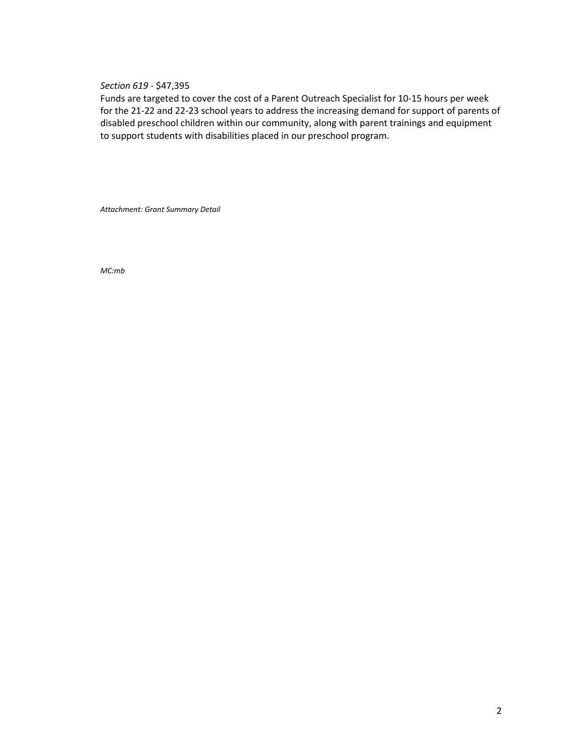*Section 619* - $47,395

Funds are targeted to cover the cost of a Parent Outreach Specialist for 10-15 hours per week for the 21-22 and 22-23 school years to address the increasing demand for support of parents of disabled preschool children within our community, along with parent trainings and equipment to support students with disabilities placed in our preschool program.

*Attachment: Grant Summary Detail*

*MC:mb*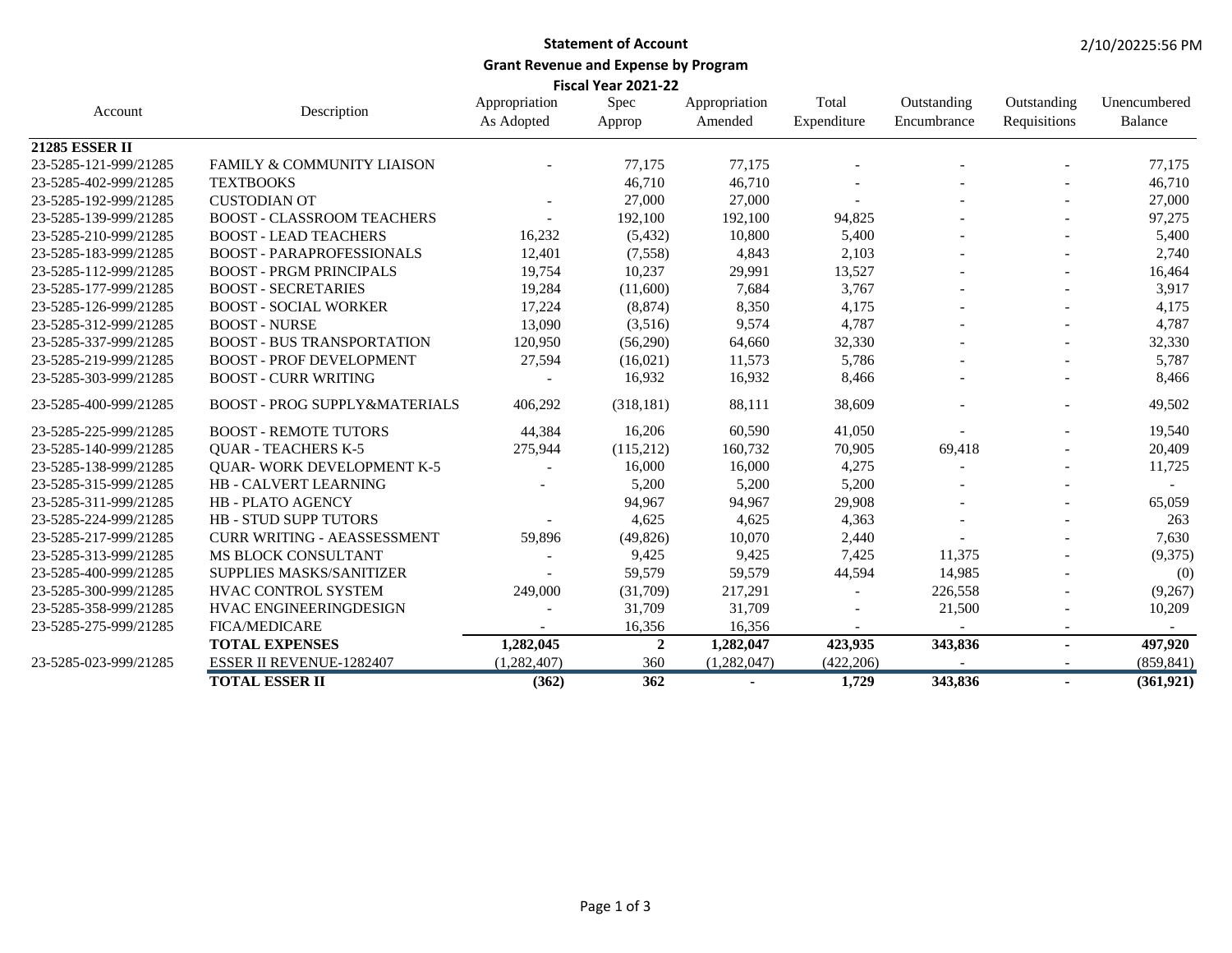# Statement of Account

## Grant Revenue and Expense by Program

### Fiscal Year 2021-22

2/10/20225:56 PM

| Account | Description | Appropriation As Adopted | Spec Approp | Appropriation Amended | Total Expenditure | Outstanding Encumbrance | Outstanding Requisitions | Unencumbered Balance |
|---|---|---|---|---|---|---|---|---|
| **21285 ESSER II** | | | | | | | | |
| 23-5285-121-999/21285 | FAMILY & COMMUNITY LIAISON | - | 77,175 | 77,175 | - | - | - | 77,175 |
| 23-5285-402-999/21285 | TEXTBOOKS | | 46,710 | 46,710 | - | - | - | 46,710 |
| 23-5285-192-999/21285 | CUSTODIAN OT | - | 27,000 | 27,000 | - | - | - | 27,000 |
| 23-5285-139-999/21285 | BOOST - CLASSROOM TEACHERS | - | 192,100 | 192,100 | 94,825 | - | - | 97,275 |
| 23-5285-210-999/21285 | BOOST - LEAD TEACHERS | 16,232 | (5,432) | 10,800 | 5,400 | - | - | 5,400 |
| 23-5285-183-999/21285 | BOOST - PARAPROFESSIONALS | 12,401 | (7,558) | 4,843 | 2,103 | - | - | 2,740 |
| 23-5285-112-999/21285 | BOOST - PRGM PRINCIPALS | 19,754 | 10,237 | 29,991 | 13,527 | - | - | 16,464 |
| 23-5285-177-999/21285 | BOOST - SECRETARIES | 19,284 | (11,600) | 7,684 | 3,767 | - | - | 3,917 |
| 23-5285-126-999/21285 | BOOST - SOCIAL WORKER | 17,224 | (8,874) | 8,350 | 4,175 | - | - | 4,175 |
| 23-5285-312-999/21285 | BOOST - NURSE | 13,090 | (3,516) | 9,574 | 4,787 | - | - | 4,787 |
| 23-5285-337-999/21285 | BOOST - BUS TRANSPORTATION | 120,950 | (56,290) | 64,660 | 32,330 | - | - | 32,330 |
| 23-5285-219-999/21285 | BOOST - PROF DEVELOPMENT | 27,594 | (16,021) | 11,573 | 5,786 | - | - | 5,787 |
| 23-5285-303-999/21285 | BOOST - CURR WRITING | - | 16,932 | 16,932 | 8,466 | - | - | 8,466 |
| 23-5285-400-999/21285 | BOOST - PROG SUPPLY&MATERIALS | 406,292 | (318,181) | 88,111 | 38,609 | - | - | 49,502 |
| 23-5285-225-999/21285 | BOOST - REMOTE TUTORS | 44,384 | 16,206 | 60,590 | 41,050 | - | - | 19,540 |
| 23-5285-140-999/21285 | QUAR - TEACHERS K-5 | 275,944 | (115,212) | 160,732 | 70,905 | 69,418 | - | 20,409 |
| 23-5285-138-999/21285 | QUAR- WORK DEVELOPMENT K-5 | - | 16,000 | 16,000 | 4,275 | - | - | 11,725 |
| 23-5285-315-999/21285 | HB - CALVERT LEARNING | - | 5,200 | 5,200 | 5,200 | - | - | - |
| 23-5285-311-999/21285 | HB - PLATO AGENCY | | 94,967 | 94,967 | 29,908 | - | - | 65,059 |
| 23-5285-224-999/21285 | HB - STUD SUPP TUTORS | - | 4,625 | 4,625 | 4,363 | - | - | 263 |
| 23-5285-217-999/21285 | CURR WRITING - AEASSESSMENT | 59,896 | (49,826) | 10,070 | 2,440 | - | - | 7,630 |
| 23-5285-313-999/21285 | MS BLOCK CONSULTANT | - | 9,425 | 9,425 | 7,425 | 11,375 | - | (9,375) |
| 23-5285-400-999/21285 | SUPPLIES MASKS/SANITIZER | - | 59,579 | 59,579 | 44,594 | 14,985 | - | (0) |
| 23-5285-300-999/21285 | HVAC CONTROL SYSTEM | 249,000 | (31,709) | 217,291 | - | 226,558 | - | (9,267) |
| 23-5285-358-999/21285 | HVAC ENGINEERINGDESIGN | - | 31,709 | 31,709 | - | 21,500 | - | 10,209 |
| 23-5285-275-999/21285 | FICA/MEDICARE | - | 16,356 | 16,356 | - | - | - | - |
| | **TOTAL EXPENSES** | **1,282,045** | **2** | **1,282,047** | **423,935** | **343,836** | **-** | **497,920** |
| 23-5285-023-999/21285 | ESSER II REVENUE-1282407 | (1,282,407) | 360 | (1,282,047) | (422,206) | - | - | (859,841) |
| | **TOTAL ESSER II** | **(362)** | **362** | **-** | **1,729** | **343,836** | **-** | **(361,921)** |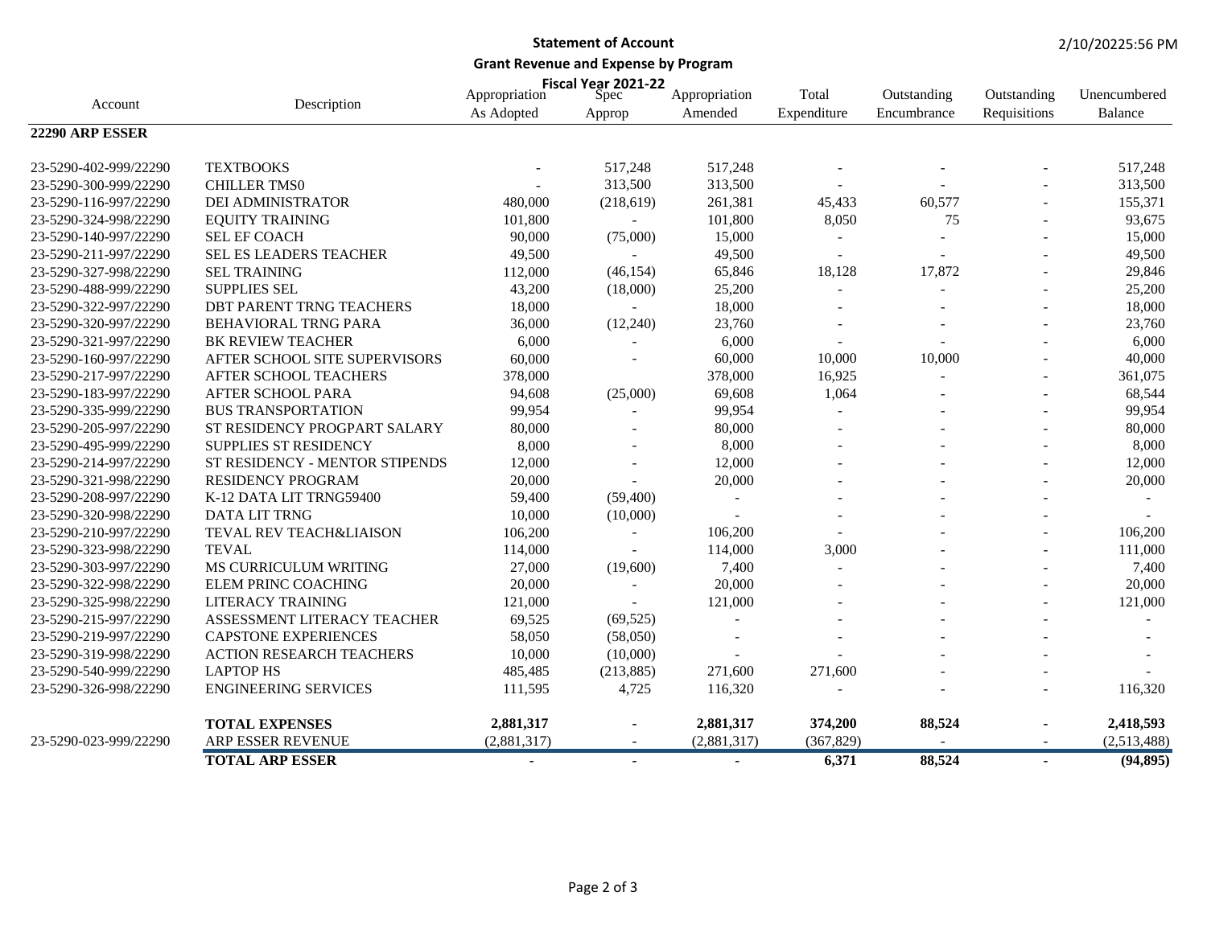**Statement of Account**

**Grant Revenue and Expense by Program**

**Fiscal Year 2021-22**

2/10/20225:56 PM

| Account | Description | Appropriation As Adopted | Spec Approp | Appropriation Amended | Total Expenditure | Outstanding Encumbrance | Outstanding Requisitions | Unencumbered Balance |
|---|---|---|---|---|---|---|---|---|
| **22290 ARP ESSER** | | | | | | | | |
| 23-5290-402-999/22290 | TEXTBOOKS | - | 517,248 | 517,248 | - | - | - | 517,248 |
| 23-5290-300-999/22290 | CHILLER TMS0 | - | 313,500 | 313,500 | - | - | - | 313,500 |
| 23-5290-116-997/22290 | DEI ADMINISTRATOR | 480,000 | (218,619) | 261,381 | 45,433 | 60,577 | - | 155,371 |
| 23-5290-324-998/22290 | EQUITY TRAINING | 101,800 | - | 101,800 | 8,050 | 75 | - | 93,675 |
| 23-5290-140-997/22290 | SEL EF COACH | 90,000 | (75,000) | 15,000 | - | - | - | 15,000 |
| 23-5290-211-997/22290 | SEL ES LEADERS TEACHER | 49,500 | - | 49,500 | - | - | - | 49,500 |
| 23-5290-327-998/22290 | SEL TRAINING | 112,000 | (46,154) | 65,846 | 18,128 | 17,872 | - | 29,846 |
| 23-5290-488-999/22290 | SUPPLIES SEL | 43,200 | (18,000) | 25,200 | - | - | - | 25,200 |
| 23-5290-322-997/22290 | DBT PARENT TRNG TEACHERS | 18,000 | - | 18,000 | - | - | - | 18,000 |
| 23-5290-320-997/22290 | BEHAVIORAL TRNG PARA | 36,000 | (12,240) | 23,760 | - | - | - | 23,760 |
| 23-5290-321-997/22290 | BK REVIEW TEACHER | 6,000 | - | 6,000 | - | - | - | 6,000 |
| 23-5290-160-997/22290 | AFTER SCHOOL SITE SUPERVISORS | 60,000 | - | 60,000 | 10,000 | 10,000 | - | 40,000 |
| 23-5290-217-997/22290 | AFTER SCHOOL TEACHERS | 378,000 | | 378,000 | 16,925 | - | - | 361,075 |
| 23-5290-183-997/22290 | AFTER SCHOOL PARA | 94,608 | (25,000) | 69,608 | 1,064 | - | - | 68,544 |
| 23-5290-335-999/22290 | BUS TRANSPORTATION | 99,954 | - | 99,954 | - | - | - | 99,954 |
| 23-5290-205-997/22290 | ST RESIDENCY PROGPART SALARY | 80,000 | - | 80,000 | - | - | - | 80,000 |
| 23-5290-495-999/22290 | SUPPLIES ST RESIDENCY | 8,000 | - | 8,000 | - | - | - | 8,000 |
| 23-5290-214-997/22290 | ST RESIDENCY - MENTOR STIPENDS | 12,000 | - | 12,000 | - | - | - | 12,000 |
| 23-5290-321-998/22290 | RESIDENCY PROGRAM | 20,000 | - | 20,000 | - | - | - | 20,000 |
| 23-5290-208-997/22290 | K-12 DATA LIT TRNG59400 | 59,400 | (59,400) | - | - | - | - | - |
| 23-5290-320-998/22290 | DATA LIT TRNG | 10,000 | (10,000) | - | - | - | - | - |
| 23-5290-210-997/22290 | TEVAL REV TEACH&LIAISON | 106,200 | - | 106,200 | - | - | - | 106,200 |
| 23-5290-323-998/22290 | TEVAL | 114,000 | - | 114,000 | 3,000 | - | - | 111,000 |
| 23-5290-303-997/22290 | MS CURRICULUM WRITING | 27,000 | (19,600) | 7,400 | - | - | - | 7,400 |
| 23-5290-322-998/22290 | ELEM PRINC COACHING | 20,000 | - | 20,000 | - | - | - | 20,000 |
| 23-5290-325-998/22290 | LITERACY TRAINING | 121,000 | - | 121,000 | - | - | - | 121,000 |
| 23-5290-215-997/22290 | ASSESSMENT LITERACY TEACHER | 69,525 | (69,525) | - | - | - | - | - |
| 23-5290-219-997/22290 | CAPSTONE EXPERIENCES | 58,050 | (58,050) | - | - | - | - | - |
| 23-5290-319-998/22290 | ACTION RESEARCH TEACHERS | 10,000 | (10,000) | - | - | - | - | - |
| 23-5290-540-999/22290 | LAPTOP HS | 485,485 | (213,885) | 271,600 | 271,600 | - | - | - |
| 23-5290-326-998/22290 | ENGINEERING SERVICES | 111,595 | 4,725 | 116,320 | - | - | - | 116,320 |
| | **TOTAL EXPENSES** | **2,881,317** | **-** | **2,881,317** | **374,200** | **88,524** | **-** | **2,418,593** |
| 23-5290-023-999/22290 | ARP ESSER REVENUE | (2,881,317) | - | (2,881,317) | (367,829) | - | - | (2,513,488) |
| | **TOTAL ARP ESSER** | **-** | **-** | **-** | **6,371** | **88,524** | **-** | **(94,895)** |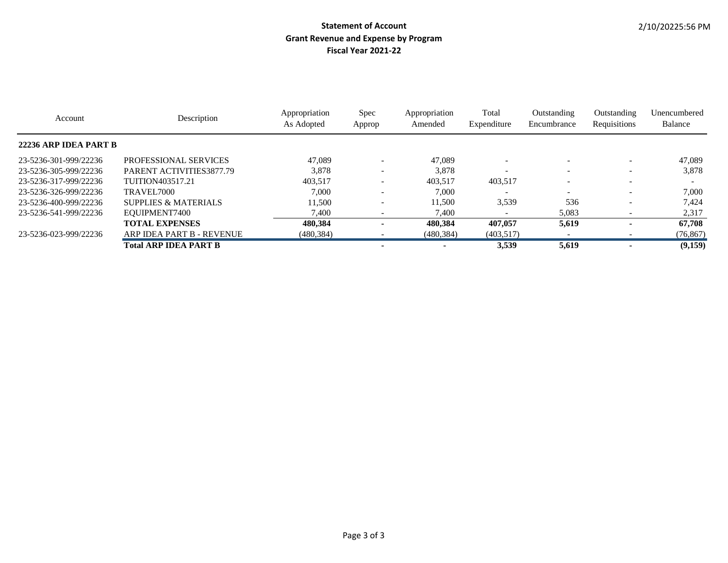**Statement of Account**
**Grant Revenue and Expense by Program**
**Fiscal Year 2021-22**

2/10/20225:56 PM

| Account | Description | Appropriation As Adopted | Spec Approp | Appropriation Amended | Total Expenditure | Outstanding Encumbrance | Outstanding Requisitions | Unencumbered Balance |
|---|---|---|---|---|---|---|---|---|
| **22236 ARP IDEA PART B** | | | | | | | | |
| 23-5236-301-999/22236 | PROFESSIONAL SERVICES | 47,089 | - | 47,089 | - | - | - | 47,089 |
| 23-5236-305-999/22236 | PARENT ACTIVITIES3877.79 | 3,878 | - | 3,878 | - | - | - | 3,878 |
| 23-5236-317-999/22236 | TUITION403517.21 | 403,517 | - | 403,517 | 403,517 | - | - | - |
| 23-5236-326-999/22236 | TRAVEL7000 | 7,000 | - | 7,000 | - | - | - | 7,000 |
| 23-5236-400-999/22236 | SUPPLIES & MATERIALS | 11,500 | - | 11,500 | 3,539 | 536 | - | 7,424 |
| 23-5236-541-999/22236 | EQUIPMENT7400 | 7,400 | - | 7,400 | - | 5,083 | - | 2,317 |
| | **TOTAL EXPENSES** | **480,384** | **-** | **480,384** | **407,057** | **5,619** | **-** | **67,708** |
| 23-5236-023-999/22236 | ARP IDEA PART B - REVENUE | (480,384) | - | (480,384) | (403,517) | - | - | (76,867) |
| | **Total ARP IDEA PART B** | | **-** | **-** | **3,539** | **5,619** | **-** | **(9,159)** |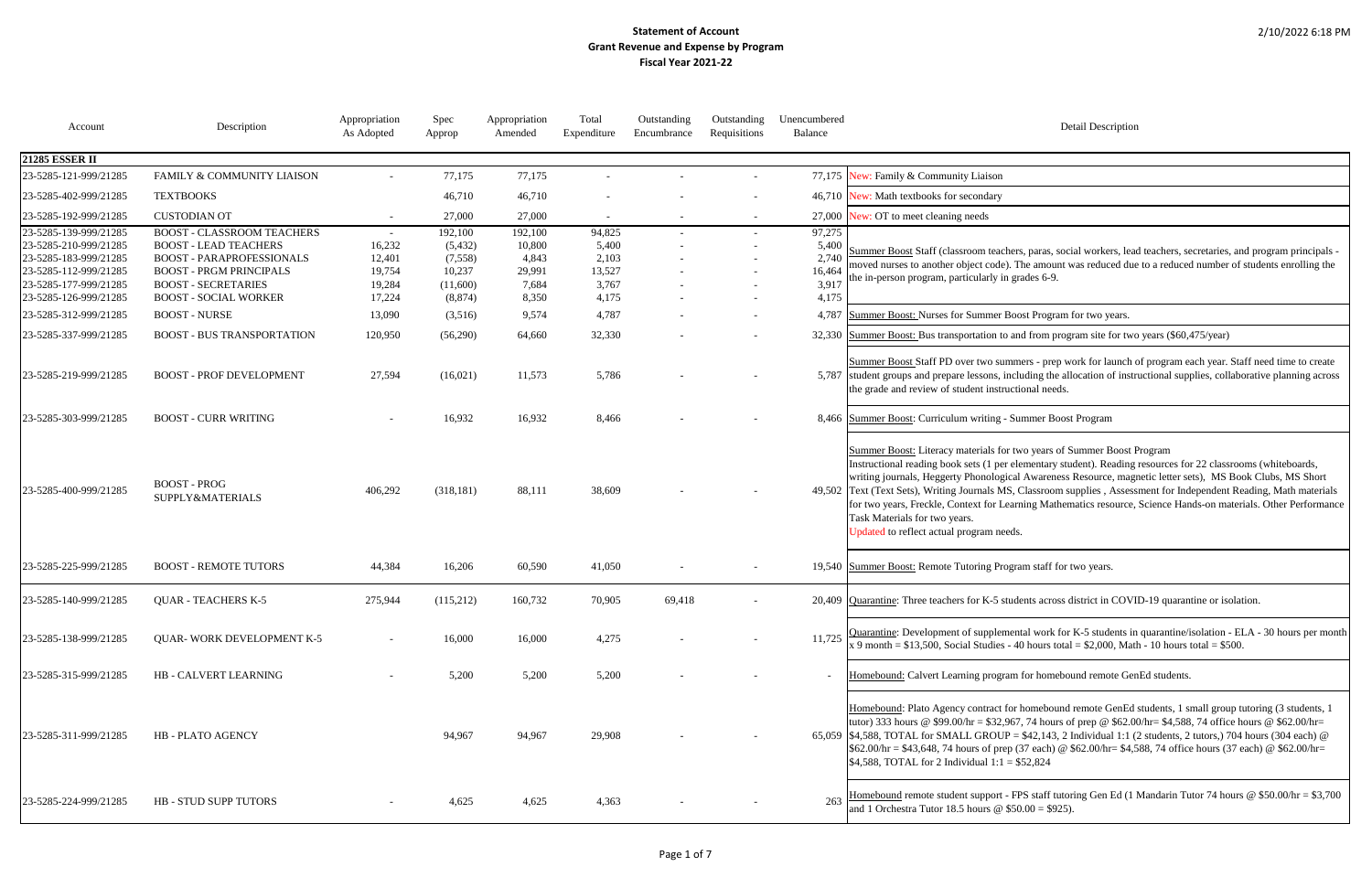# Statement of Account
## Grant Revenue and Expense by Program
### Fiscal Year 2021-22

2/10/2022 6:18 PM

| Account | Description | Appropriation As Adopted | Spec Approp | Appropriation Amended | Total Expenditure | Outstanding Encumbrance | Outstanding Requisitions | Unencumbered Balance | Detail Description |
|---|---|---|---|---|---|---|---|---|---|
| **21285 ESSER II** | | | | | | | | | |
| 23-5285-121-999/21285 | FAMILY & COMMUNITY LIAISON | - | 77,175 | 77,175 | - | - | - | 77,175 | New: Family & Community Liaison |
| 23-5285-402-999/21285 | TEXTBOOKS | | 46,710 | 46,710 | - | - | - | 46,710 | New: Math textbooks for secondary |
| 23-5285-192-999/21285 | CUSTODIAN OT | - | 27,000 | 27,000 | - | - | - | 27,000 | New: OT to meet cleaning needs |
| 23-5285-139-999/21285 | BOOST - CLASSROOM TEACHERS | - | 192,100 | 192,100 | 94,825 | - | - | 97,275 | Summer Boost Staff (classroom teachers, paras, social workers, lead teachers, secretaries, and program principals - moved nurses to another object code). The amount was reduced due to a reduced number of students enrolling the the in-person program, particularly in grades 6-9. |
| 23-5285-210-999/21285 | BOOST - LEAD TEACHERS | 16,232 | (5,432) | 10,800 | 5,400 | - | - | 5,400 | |
| 23-5285-183-999/21285 | BOOST - PARAPROFESSIONALS | 12,401 | (7,558) | 4,843 | 2,103 | - | - | 2,740 | |
| 23-5285-112-999/21285 | BOOST - PRGM PRINCIPALS | 19,754 | 10,237 | 29,991 | 13,527 | - | - | 16,464 | |
| 23-5285-177-999/21285 | BOOST - SECRETARIES | 19,284 | (11,600) | 7,684 | 3,767 | - | - | 3,917 | |
| 23-5285-126-999/21285 | BOOST - SOCIAL WORKER | 17,224 | (8,874) | 8,350 | 4,175 | - | - | 4,175 | |
| 23-5285-312-999/21285 | BOOST - NURSE | 13,090 | (3,516) | 9,574 | 4,787 | - | - | 4,787 | Summer Boost: Nurses for Summer Boost Program for two years. |
| 23-5285-337-999/21285 | BOOST - BUS TRANSPORTATION | 120,950 | (56,290) | 64,660 | 32,330 | - | - | 32,330 | Summer Boost: Bus transportation to and from program site for two years ($60,475/year) |
| 23-5285-219-999/21285 | BOOST - PROF DEVELOPMENT | 27,594 | (16,021) | 11,573 | 5,786 | - | - | 5,787 | Summer Boost Staff PD over two summers - prep work for launch of program each year. Staff need time to create student groups and prepare lessons, including the allocation of instructional supplies, collaborative planning across the grade and review of student instructional needs. |
| 23-5285-303-999/21285 | BOOST - CURR WRITING | - | 16,932 | 16,932 | 8,466 | - | - | 8,466 | Summer Boost: Curriculum writing - Summer Boost Program |
| 23-5285-400-999/21285 | BOOST - PROG SUPPLY&MATERIALS | 406,292 | (318,181) | 88,111 | 38,609 | - | - | 49,502 | Summer Boost: Literacy materials for two years of Summer Boost Program Instructional reading book sets (1 per elementary student). Reading resources for 22 classrooms (whiteboards, writing journals, Heggerty Phonological Awareness Resource, magnetic letter sets), MS Book Clubs, MS Short Text (Text Sets), Writing Journals MS, Classroom supplies , Assessment for Independent Reading, Math materials for two years, Freckle, Context for Learning Mathematics resource, Science Hands-on materials. Other Performance Task Materials for two years. Updated to reflect actual program needs. |
| 23-5285-225-999/21285 | BOOST - REMOTE TUTORS | 44,384 | 16,206 | 60,590 | 41,050 | - | - | 19,540 | Summer Boost: Remote Tutoring Program staff for two years. |
| 23-5285-140-999/21285 | QUAR - TEACHERS K-5 | 275,944 | (115,212) | 160,732 | 70,905 | 69,418 | - | 20,409 | Quarantine: Three teachers for K-5 students across district in COVID-19 quarantine or isolation. |
| 23-5285-138-999/21285 | QUAR- WORK DEVELOPMENT K-5 | - | 16,000 | 16,000 | 4,275 | - | - | 11,725 | Quarantine: Development of supplemental work for K-5 students in quarantine/isolation - ELA - 30 hours per month x 9 month = $13,500, Social Studies - 40 hours total = $2,000, Math - 10 hours total = $500. |
| 23-5285-315-999/21285 | HB - CALVERT LEARNING | - | 5,200 | 5,200 | 5,200 | - | - | - | Homebound: Calvert Learning program for homebound remote GenEd students. |
| 23-5285-311-999/21285 | HB - PLATO AGENCY | | 94,967 | 94,967 | 29,908 | - | - | 65,059 | Homebound: Plato Agency contract for homebound remote GenEd students, 1 small group tutoring (3 students, 1 tutor) 333 hours @ $99.00/hr = $32,967, 74 hours of prep @ $62.00/hr= $4,588, 74 office hours @ $62.00/hr= $4,588, TOTAL for SMALL GROUP = $42,143, 2 Individual 1:1 (2 students, 2 tutors,) 704 hours (304 each) @ $62.00/hr = $43,648, 74 hours of prep (37 each) @ $62.00/hr= $4,588, 74 office hours (37 each) @ $62.00/hr= $4,588, TOTAL for 2 Individual 1:1 = $52,824 |
| 23-5285-224-999/21285 | HB - STUD SUPP TUTORS | - | 4,625 | 4,625 | 4,363 | - | - | 263 | Homebound remote student support - FPS staff tutoring Gen Ed (1 Mandarin Tutor 74 hours @ $50.00/hr = $3,700 and 1 Orchestra Tutor 18.5 hours @ $50.00 = $925). |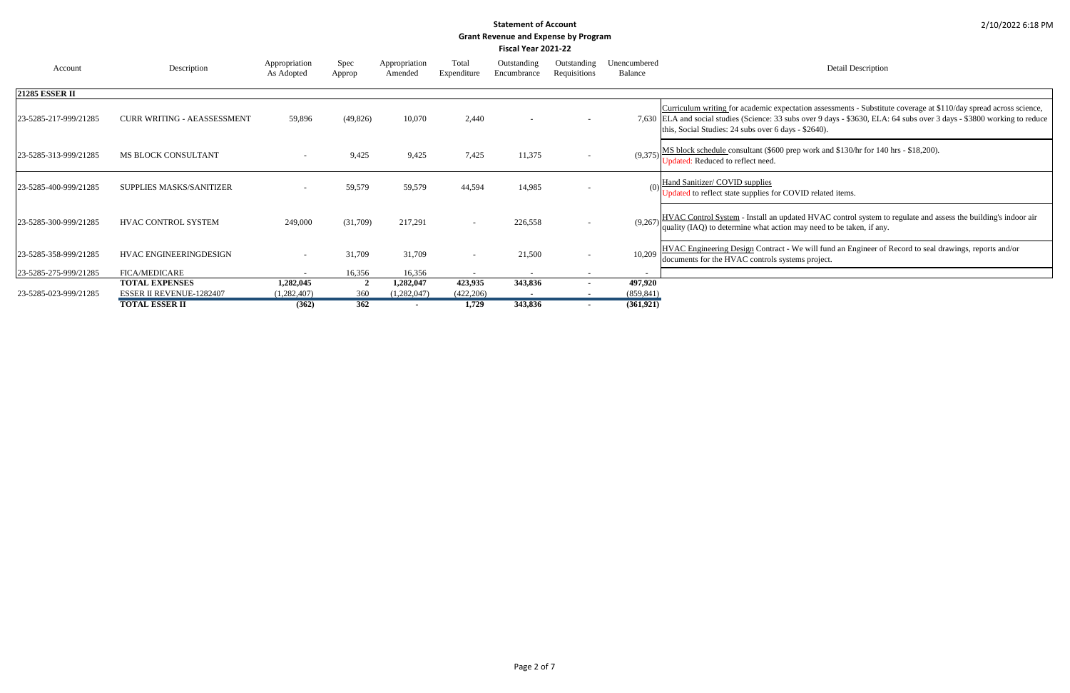# Statement of Account

## Grant Revenue and Expense by Program

### Fiscal Year 2021-22

2/10/2022 6:18 PM

| Account | Description | Appropriation As Adopted | Spec Approp | Appropriation Amended | Total Expenditure | Outstanding Encumbrance | Outstanding Requisitions | Unencumbered Balance | Detail Description |
|---|---|---|---|---|---|---|---|---|---|
| **21285 ESSER II** | | | | | | | | | |
| 23-5285-217-999/21285 | CURR WRITING - AEASSESSMENT | 59,896 | (49,826) | 10,070 | 2,440 | - | - | 7,630 | Curriculum writing for academic expectation assessments - Substitute coverage at $110/day spread across science, ELA and social studies (Science: 33 subs over 9 days - $3630, ELA: 64 subs over 3 days - $3800 working to reduce this, Social Studies: 24 subs over 6 days - $2640). |
| 23-5285-313-999/21285 | MS BLOCK CONSULTANT | - | 9,425 | 9,425 | 7,425 | 11,375 | - | (9,375) | MS block schedule consultant ($600 prep work and $130/hr for 140 hrs - $18,200). Updated: Reduced to reflect need. |
| 23-5285-400-999/21285 | SUPPLIES MASKS/SANITIZER | - | 59,579 | 59,579 | 44,594 | 14,985 | - | (0) | Hand Sanitizer/ COVID supplies Updated to reflect state supplies for COVID related items. |
| 23-5285-300-999/21285 | HVAC CONTROL SYSTEM | 249,000 | (31,709) | 217,291 | - | 226,558 | - | (9,267) | HVAC Control System - Install an updated HVAC control system to regulate and assess the building's indoor air quality (IAQ) to determine what action may need to be taken, if any. |
| 23-5285-358-999/21285 | HVAC ENGINEERINGDESIGN | - | 31,709 | 31,709 | - | 21,500 | - | 10,209 | HVAC Engineering Design Contract - We will fund an Engineer of Record to seal drawings, reports and/or documents for the HVAC controls systems project. |
| 23-5285-275-999/21285 | FICA/MEDICARE | - | 16,356 | 16,356 | - | - | - | - | |
| | **TOTAL EXPENSES** | **1,282,045** | **2** | **1,282,047** | **423,935** | **343,836** | **-** | **497,920** | |
| 23-5285-023-999/21285 | ESSER II REVENUE-1282407 | (1,282,407) | 360 | (1,282,047) | (422,206) | - | - | (859,841) | |
| | **TOTAL ESSER II** | **(362)** | **362** | **-** | **1,729** | **343,836** | **-** | **(361,921)** | |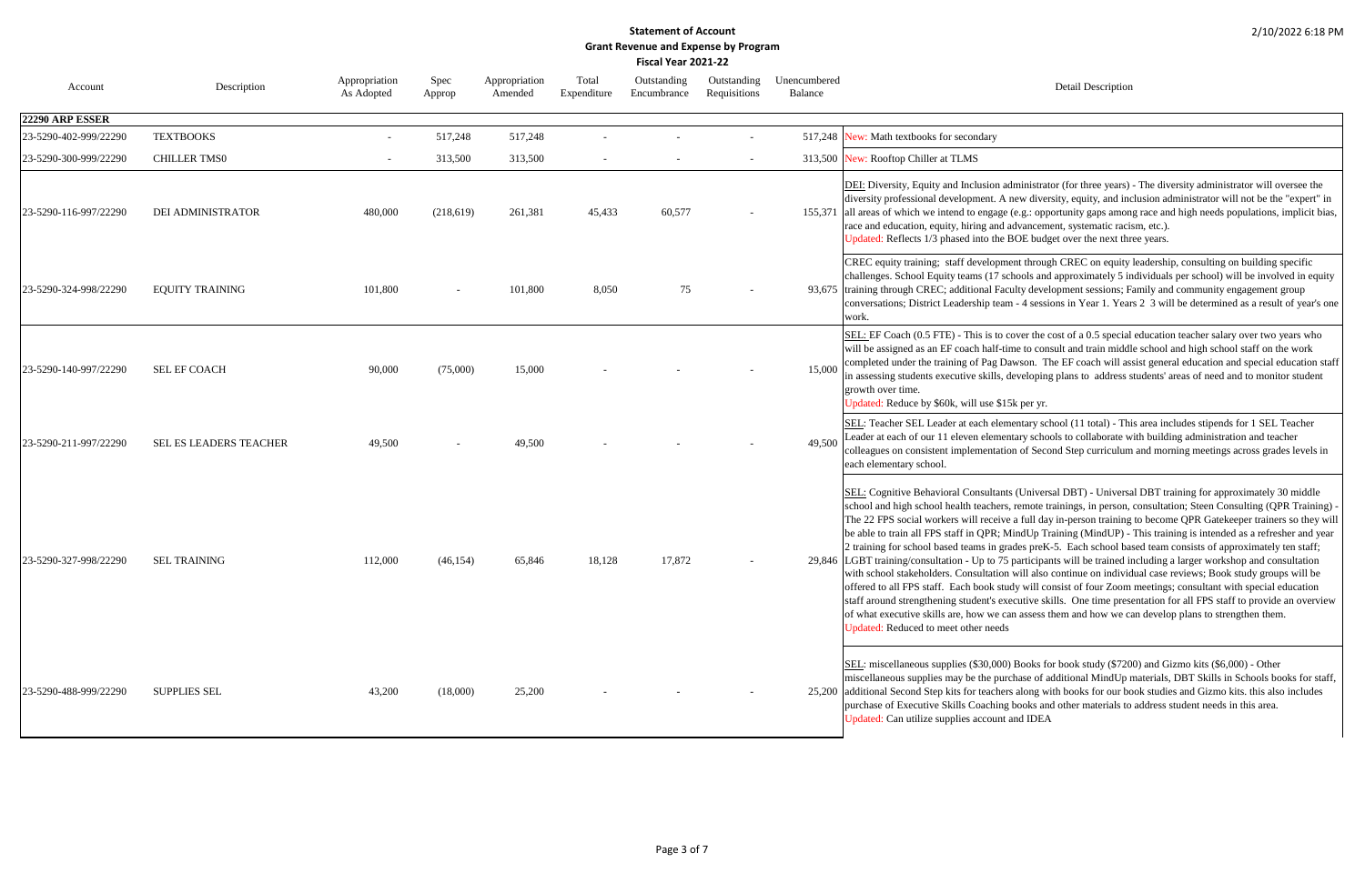**Statement of Account**
**Grant Revenue and Expense by Program**
**Fiscal Year 2021-22**

2/10/2022 6:18 PM

| Account | Description | Appropriation As Adopted | Spec Approp | Appropriation Amended | Total Expenditure | Outstanding Encumbrance | Outstanding Requisitions | Unencumbered Balance | Detail Description |
|---|---|---|---|---|---|---|---|---|---|
| **22290 ARP ESSER** | | | | | | | | | |
| 23-5290-402-999/22290 | TEXTBOOKS | - | 517,248 | 517,248 | - | - | - | 517,248 | New: Math textbooks for secondary |
| 23-5290-300-999/22290 | CHILLER TMS0 | - | 313,500 | 313,500 | - | - | - | 313,500 | New: Rooftop Chiller at TLMS |
| 23-5290-116-997/22290 | DEI ADMINISTRATOR | 480,000 | (218,619) | 261,381 | 45,433 | 60,577 | - | 155,371 | DEI: Diversity, Equity and Inclusion administrator (for three years) - The diversity administrator will oversee the diversity professional development. A new diversity, equity, and inclusion administrator will not be the "expert" in all areas of which we intend to engage (e.g.: opportunity gaps among race and high needs populations, implicit bias, race and education, equity, hiring and advancement, systematic racism, etc.). Updated: Reflects 1/3 phased into the BOE budget over the next three years. |
| 23-5290-324-998/22290 | EQUITY TRAINING | 101,800 | - | 101,800 | 8,050 | 75 | - | 93,675 | CREC equity training; staff development through CREC on equity leadership, consulting on building specific challenges. School Equity teams (17 schools and approximately 5 individuals per school) will be involved in equity training through CREC; additional Faculty development sessions; Family and community engagement group conversations; District Leadership team - 4 sessions in Year 1. Years 2 3 will be determined as a result of year's one work. |
| 23-5290-140-997/22290 | SEL EF COACH | 90,000 | (75,000) | 15,000 | - | - | - | 15,000 | SEL: EF Coach (0.5 FTE) - This is to cover the cost of a 0.5 special education teacher salary over two years who will be assigned as an EF coach half-time to consult and train middle school and high school staff on the work completed under the training of Pag Dawson. The EF coach will assist general education and special education staff in assessing students executive skills, developing plans to address students' areas of need and to monitor student growth over time. Updated: Reduce by $60k, will use $15k per yr. |
| 23-5290-211-997/22290 | SEL ES LEADERS TEACHER | 49,500 | - | 49,500 | - | - | - | 49,500 | SEL: Teacher SEL Leader at each elementary school (11 total) - This area includes stipends for 1 SEL Teacher Leader at each of our 11 eleven elementary schools to collaborate with building administration and teacher colleagues on consistent implementation of Second Step curriculum and morning meetings across grades levels in each elementary school. |
| 23-5290-327-998/22290 | SEL TRAINING | 112,000 | (46,154) | 65,846 | 18,128 | 17,872 | - | 29,846 | SEL: Cognitive Behavioral Consultants (Universal DBT) - Universal DBT training for approximately 30 middle school and high school health teachers, remote trainings, in person, consultation; Steen Consulting (QPR Training) - The 22 FPS social workers will receive a full day in-person training to become QPR Gatekeeper trainers so they will be able to train all FPS staff in QPR; MindUp Training (MindUP) - This training is intended as a refresher and year 2 training for school based teams in grades preK-5. Each school based team consists of approximately ten staff; LGBT training/consultation - Up to 75 participants will be trained including a larger workshop and consultation with school stakeholders. Consultation will also continue on individual case reviews; Book study groups will be offered to all FPS staff. Each book study will consist of four Zoom meetings; consultant with special education staff around strengthening student's executive skills. One time presentation for all FPS staff to provide an overview of what executive skills are, how we can assess them and how we can develop plans to strengthen them. Updated: Reduced to meet other needs |
| 23-5290-488-999/22290 | SUPPLIES SEL | 43,200 | (18,000) | 25,200 | - | - | - | 25,200 | SEL: miscellaneous supplies ($30,000) Books for book study ($7200) and Gizmo kits ($6,000) - Other miscellaneous supplies may be the purchase of additional MindUp materials, DBT Skills in Schools books for staff, additional Second Step kits for teachers along with books for our book studies and Gizmo kits. this also includes purchase of Executive Skills Coaching books and other materials to address student needs in this area. Updated: Can utilize supplies account and IDEA |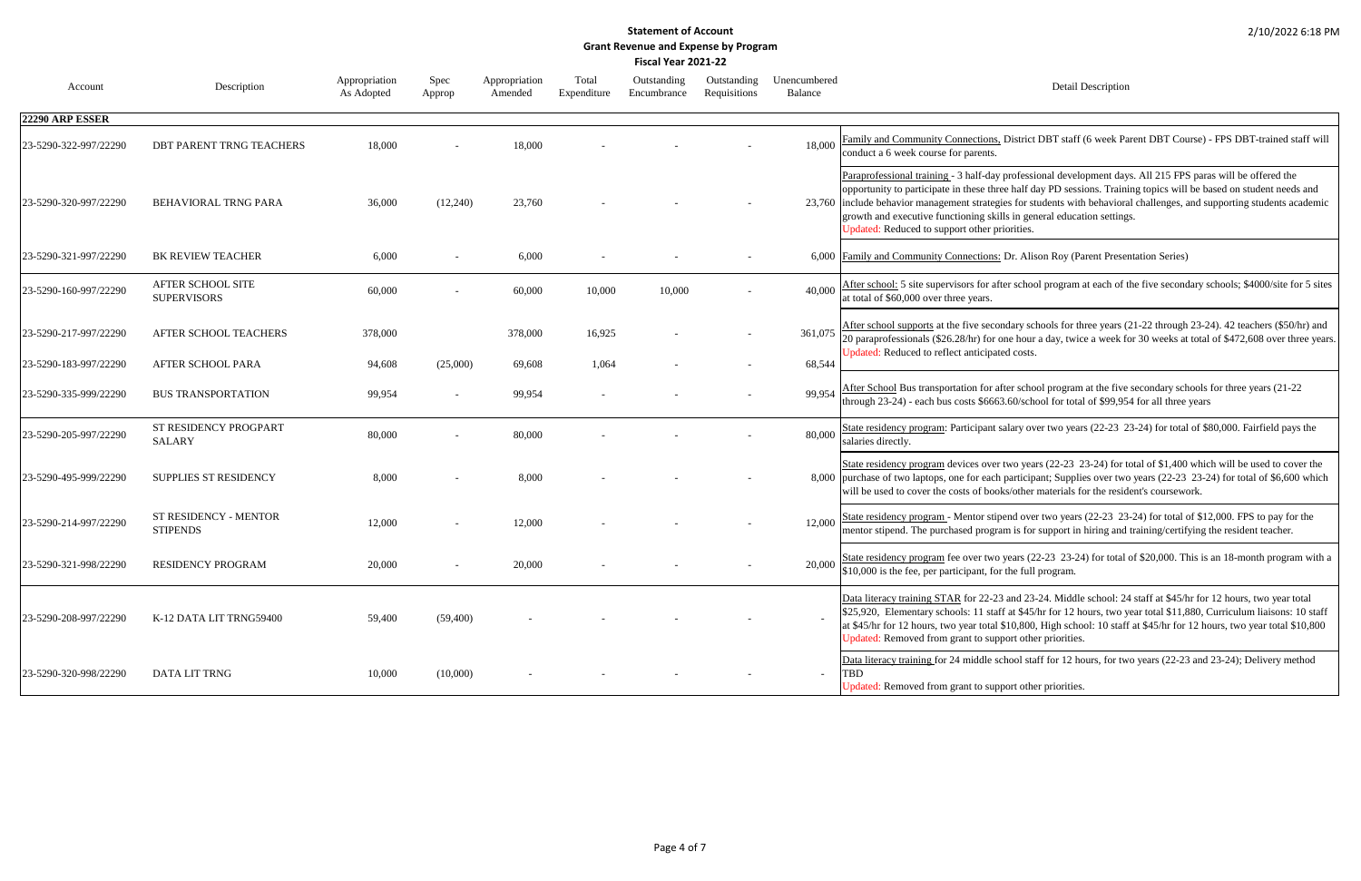# Statement of Account

## Grant Revenue and Expense by Program

### Fiscal Year 2021-22

2/10/2022 6:18 PM

| Account | Description | Appropriation As Adopted | Spec Approp | Appropriation Amended | Total Expenditure | Outstanding Encumbrance | Outstanding Requisitions | Unencumbered Balance | Detail Description |
|---|---|---|---|---|---|---|---|---|---|
| **22290 ARP ESSER** | | | | | | | | | |
| 23-5290-322-997/22290 | DBT PARENT TRNG TEACHERS | 18,000 | - | 18,000 | - | - | - | 18,000 | Family and Community Connections, District DBT staff (6 week Parent DBT Course) - FPS DBT-trained staff will conduct a 6 week course for parents. |
| 23-5290-320-997/22290 | BEHAVIORAL TRNG PARA | 36,000 | (12,240) | 23,760 | - | - | - | 23,760 | Paraprofessional training - 3 half-day professional development days. All 215 FPS paras will be offered the opportunity to participate in these three half day PD sessions. Training topics will be based on student needs and include behavior management strategies for students with behavioral challenges, and supporting students academic growth and executive functioning skills in general education settings. Updated: Reduced to support other priorities. |
| 23-5290-321-997/22290 | BK REVIEW TEACHER | 6,000 | - | 6,000 | - | - | - | 6,000 | Family and Community Connections: Dr. Alison Roy (Parent Presentation Series) |
| 23-5290-160-997/22290 | AFTER SCHOOL SITE SUPERVISORS | 60,000 | - | 60,000 | 10,000 | 10,000 | - | 40,000 | After school: 5 site supervisors for after school program at each of the five secondary schools; $4000/site for 5 sites at total of $60,000 over three years. |
| 23-5290-217-997/22290 | AFTER SCHOOL TEACHERS | 378,000 | | 378,000 | 16,925 | - | - | 361,075 | After school supports at the five secondary schools for three years (21-22 through 23-24). 42 teachers ($50/hr) and 20 paraprofessionals ($26.28/hr) for one hour a day, twice a week for 30 weeks at total of $472,608 over three years. Updated: Reduced to reflect anticipated costs. |
| 23-5290-183-997/22290 | AFTER SCHOOL PARA | 94,608 | (25,000) | 69,608 | 1,064 | - | - | 68,544 | |
| 23-5290-335-999/22290 | BUS TRANSPORTATION | 99,954 | - | 99,954 | - | - | - | 99,954 | After School Bus transportation for after school program at the five secondary schools for three years (21-22 through 23-24) - each bus costs $6663.60/school for total of $99,954 for all three years |
| 23-5290-205-997/22290 | ST RESIDENCY PROGPART SALARY | 80,000 | - | 80,000 | - | - | - | 80,000 | State residency program: Participant salary over two years (22-23 23-24) for total of $80,000. Fairfield pays the salaries directly. |
| 23-5290-495-999/22290 | SUPPLIES ST RESIDENCY | 8,000 | - | 8,000 | - | - | - | 8,000 | State residency program devices over two years (22-23 23-24) for total of $1,400 which will be used to cover the purchase of two laptops, one for each participant; Supplies over two years (22-23 23-24) for total of $6,600 which will be used to cover the costs of books/other materials for the resident's coursework. |
| 23-5290-214-997/22290 | ST RESIDENCY - MENTOR STIPENDS | 12,000 | - | 12,000 | - | - | - | 12,000 | State residency program - Mentor stipend over two years (22-23 23-24) for total of $12,000. FPS to pay for the mentor stipend. The purchased program is for support in hiring and training/certifying the resident teacher. |
| 23-5290-321-998/22290 | RESIDENCY PROGRAM | 20,000 | - | 20,000 | - | - | - | 20,000 | State residency program fee over two years (22-23 23-24) for total of $20,000. This is an 18-month program with a $10,000 is the fee, per participant, for the full program. |
| 23-5290-208-997/22290 | K-12 DATA LIT TRNG59400 | 59,400 | (59,400) | - | - | - | - | - | Data literacy training STAR for 22-23 and 23-24. Middle school: 24 staff at $45/hr for 12 hours, two year total $25,920, Elementary schools: 11 staff at $45/hr for 12 hours, two year total $11,880, Curriculum liaisons: 10 staff at $45/hr for 12 hours, two year total $10,800, High school: 10 staff at $45/hr for 12 hours, two year total $10,800 Updated: Removed from grant to support other priorities. |
| 23-5290-320-998/22290 | DATA LIT TRNG | 10,000 | (10,000) | - | - | - | - | - | Data literacy training for 24 middle school staff for 12 hours, for two years (22-23 and 23-24); Delivery method TBD Updated: Removed from grant to support other priorities. |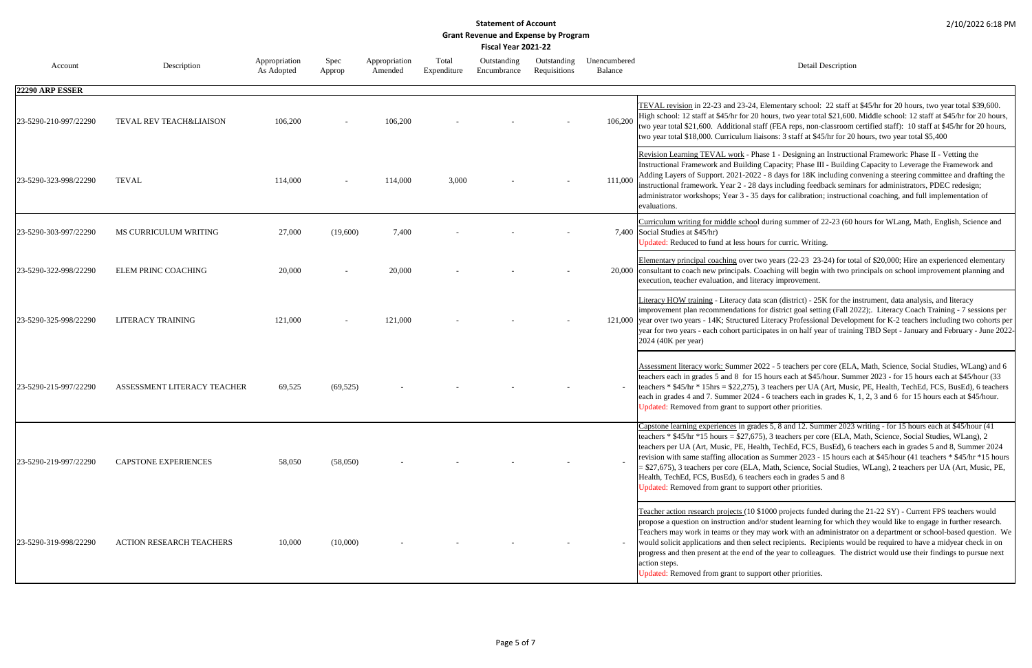**Statement of Account**
**Grant Revenue and Expense by Program**
**Fiscal Year 2021-22**

2/10/2022 6:18 PM

| Account | Description | Appropriation As Adopted | Spec Approp | Appropriation Amended | Total Expenditure | Outstanding Encumbrance | Outstanding Requisitions | Unencumbered Balance | Detail Description |
|---|---|---|---|---|---|---|---|---|---|
| **22290 ARP ESSER** | | | | | | | | | |
| 23-5290-210-997/22290 | TEVAL REV TEACH&LIAISON | 106,200 | - | 106,200 | - | - | - | 106,200 | TEVAL revision in 22-23 and 23-24, Elementary school: 22 staff at $45/hr for 20 hours, two year total $39,600. High school: 12 staff at $45/hr for 20 hours, two year total $21,600. Middle school: 12 staff at $45/hr for 20 hours, two year total $21,600. Additional staff (FEA reps, non-classroom certified staff): 10 staff at $45/hr for 20 hours, two year total $18,000. Curriculum liaisons: 3 staff at $45/hr for 20 hours, two year total $5,400 |
| 23-5290-323-998/22290 | TEVAL | 114,000 | - | 114,000 | 3,000 | - | - | 111,000 | Revision Learning TEVAL work - Phase 1 - Designing an Instructional Framework: Phase II - Vetting the Instructional Framework and Building Capacity; Phase III - Building Capacity to Leverage the Framework and Adding Layers of Support. 2021-2022 - 8 days for 18K including convening a steering committee and drafting the instructional framework. Year 2 - 28 days including feedback seminars for administrators, PDEC redesign; administrator workshops; Year 3 - 35 days for calibration; instructional coaching, and full implementation of evaluations. |
| 23-5290-303-997/22290 | MS CURRICULUM WRITING | 27,000 | (19,600) | 7,400 | - | - | - | 7,400 | Curriculum writing for middle school during summer of 22-23 (60 hours for WLang, Math, English, Science and Social Studies at $45/hr) Updated: Reduced to fund at less hours for curric. Writing. |
| 23-5290-322-998/22290 | ELEM PRINC COACHING | 20,000 | - | 20,000 | - | - | - | 20,000 | Elementary principal coaching over two years (22-23 23-24) for total of $20,000; Hire an experienced elementary consultant to coach new principals. Coaching will begin with two principals on school improvement planning and execution, teacher evaluation, and literacy improvement. |
| 23-5290-325-998/22290 | LITERACY TRAINING | 121,000 | - | 121,000 | - | - | - | 121,000 | Literacy HOW training - Literacy data scan (district) - 25K for the instrument, data analysis, and literacy improvement plan recommendations for district goal setting (Fall 2022);. Literacy Coach Training - 7 sessions per year over two years - 14K; Structured Literacy Professional Development for K-2 teachers including two cohorts per year for two years - each cohort participates in on half year of training TBD Sept - January and February - June 2022-2024 (40K per year) |
| 23-5290-215-997/22290 | ASSESSMENT LITERACY TEACHER | 69,525 | (69,525) | - | - | - | - | - | Assessment literacy work: Summer 2022 - 5 teachers per core (ELA, Math, Science, Social Studies, WLang) and 6 teachers each in grades 5 and 8 for 15 hours each at $45/hour. Summer 2023 - for 15 hours each at $45/hour (33 teachers * $45/hr * 15hrs = $22,275), 3 teachers per UA (Art, Music, PE, Health, TechEd, FCS, BusEd), 6 teachers each in grades 4 and 7. Summer 2024 - 6 teachers each in grades K, 1, 2, 3 and 6 for 15 hours each at $45/hour. Updated: Removed from grant to support other priorities. |
| 23-5290-219-997/22290 | CAPSTONE EXPERIENCES | 58,050 | (58,050) | - | - | - | - | - | Capstone learning experiences in grades 5, 8 and 12. Summer 2023 writing - for 15 hours each at $45/hour (41 teachers * $45/hr *15 hours = $27,675), 3 teachers per core (ELA, Math, Science, Social Studies, WLang), 2 teachers per UA (Art, Music, PE, Health, TechEd, FCS, BusEd), 6 teachers each in grades 5 and 8, Summer 2024 revision with same staffing allocation as Summer 2023 - 15 hours each at $45/hour (41 teachers * $45/hr *15 hours = $27,675), 3 teachers per core (ELA, Math, Science, Social Studies, WLang), 2 teachers per UA (Art, Music, PE, Health, TechEd, FCS, BusEd), 6 teachers each in grades 5 and 8 Updated: Removed from grant to support other priorities. |
| 23-5290-319-998/22290 | ACTION RESEARCH TEACHERS | 10,000 | (10,000) | - | - | - | - | - | Teacher action research projects (10 $1000 projects funded during the 21-22 SY) - Current FPS teachers would propose a question on instruction and/or student learning for which they would like to engage in further research. Teachers may work in teams or they may work with an administrator on a department or school-based question. We would solicit applications and then select recipients. Recipients would be required to have a midyear check in on progress and then present at the end of the year to colleagues. The district would use their findings to pursue next action steps. Updated: Removed from grant to support other priorities. |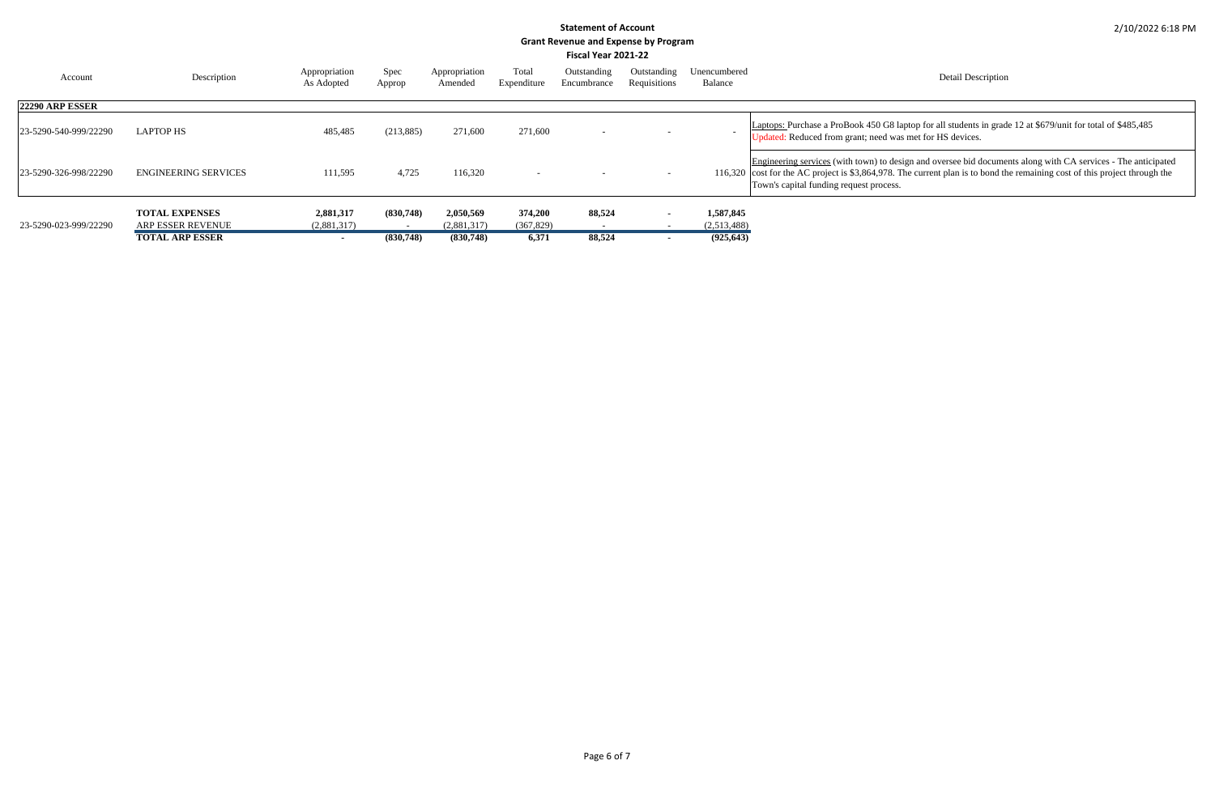# Statement of Account
## Grant Revenue and Expense by Program
### Fiscal Year 2021-22

2/10/2022 6:18 PM

| Account | Description | Appropriation As Adopted | Spec Approp | Appropriation Amended | Total Expenditure | Outstanding Encumbrance | Outstanding Requisitions | Unencumbered Balance | Detail Description |
|---|---|---|---|---|---|---|---|---|---|
| **22290 ARP ESSER** | | | | | | | | | |
| 23-5290-540-999/22290 | LAPTOP HS | 485,485 | (213,885) | 271,600 | 271,600 | - | - | - | Laptops: Purchase a ProBook 450 G8 laptop for all students in grade 12 at $679/unit for total of $485,485 Updated: Reduced from grant; need was met for HS devices. |
| 23-5290-326-998/22290 | ENGINEERING SERVICES | 111,595 | 4,725 | 116,320 | - | - | - | 116,320 | Engineering services (with town) to design and oversee bid documents along with CA services - The anticipated cost for the AC project is $3,864,978. The current plan is to bond the remaining cost of this project through the Town's capital funding request process. |
| | **TOTAL EXPENSES** | **2,881,317** | **(830,748)** | **2,050,569** | **374,200** | **88,524** | **-** | **1,587,845** | |
| 23-5290-023-999/22290 | ARP ESSER REVENUE | (2,881,317) | - | (2,881,317) | (367,829) | - | - | (2,513,488) | |
| | **TOTAL ARP ESSER** | **-** | **(830,748)** | **(830,748)** | **6,371** | **88,524** | **-** | **(925,643)** | |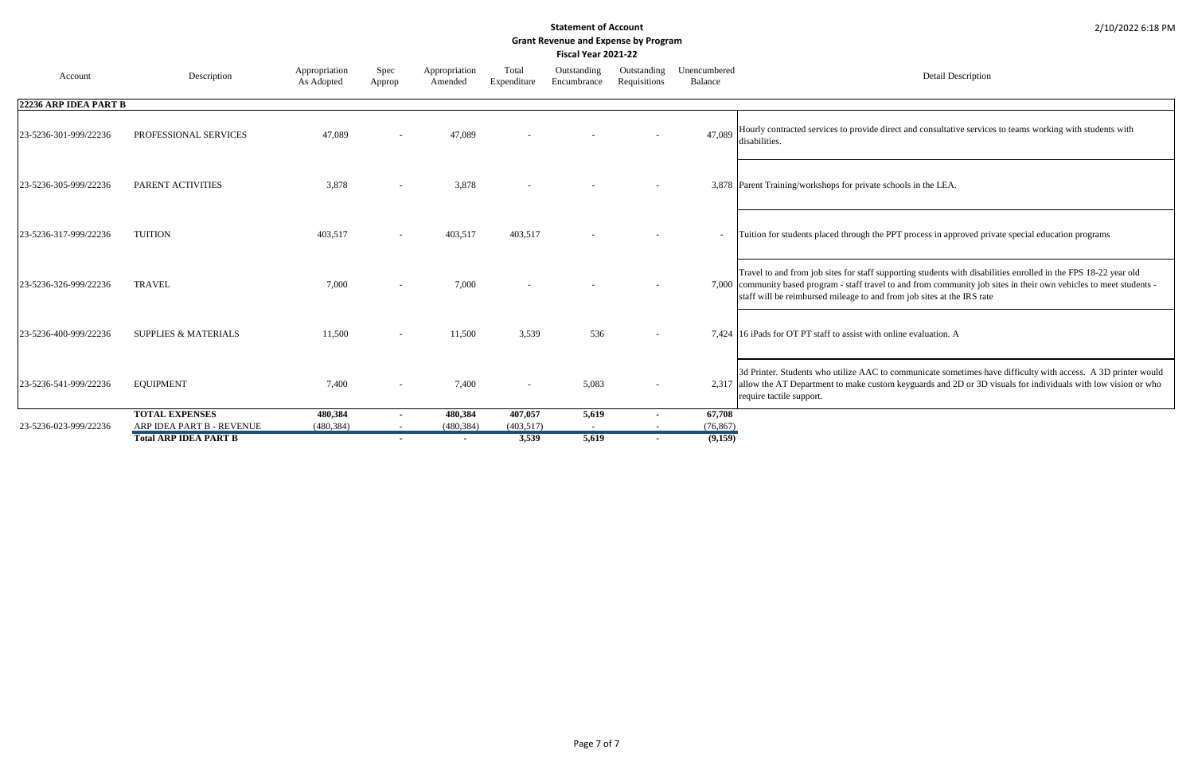**Statement of Account**
**Grant Revenue and Expense by Program**
**Fiscal Year 2021-22**

2/10/2022 6:18 PM

| Account | Description | Appropriation As Adopted | Spec Approp | Appropriation Amended | Total Expenditure | Outstanding Encumbrance | Outstanding Requisitions | Unencumbered Balance | Detail Description |
|---|---|---|---|---|---|---|---|---|---|
| **22236 ARP IDEA PART B** | | | | | | | | | |
| 23-5236-301-999/22236 | PROFESSIONAL SERVICES | 47,089 | - | 47,089 | - | - | - | 47,089 | Hourly contracted services to provide direct and consultative services to teams working with students with disabilities. |
| 23-5236-305-999/22236 | PARENT ACTIVITIES | 3,878 | - | 3,878 | - | - | - | 3,878 | Parent Training/workshops for private schools in the LEA. |
| 23-5236-317-999/22236 | TUITION | 403,517 | - | 403,517 | 403,517 | - | - | - | Tuition for students placed through the PPT process in approved private special education programs |
| 23-5236-326-999/22236 | TRAVEL | 7,000 | - | 7,000 | - | - | - | 7,000 | Travel to and from job sites for staff supporting students with disabilities enrolled in the FPS 18-22 year old community based program - staff travel to and from community job sites in their own vehicles to meet students - staff will be reimbursed mileage to and from job sites at the IRS rate |
| 23-5236-400-999/22236 | SUPPLIES & MATERIALS | 11,500 | - | 11,500 | 3,539 | 536 | - | 7,424 | 16 iPads for OT PT staff to assist with online evaluation. A |
| 23-5236-541-999/22236 | EQUIPMENT | 7,400 | - | 7,400 | - | 5,083 | - | 2,317 | 3d Printer. Students who utilize AAC to communicate sometimes have difficulty with access. A 3D printer would allow the AT Department to make custom keyguards and 2D or 3D visuals for individuals with low vision or who require tactile support. |
| | **TOTAL EXPENSES** | **480,384** | **-** | **480,384** | **407,057** | **5,619** | **-** | **67,708** | |
| 23-5236-023-999/22236 | ARP IDEA PART B - REVENUE | (480,384) | - | (480,384) | (403,517) | - | - | (76,867) | |
| | **Total ARP IDEA PART B** | | **-** | **-** | **3,539** | **5,619** | **-** | **(9,159)** | |